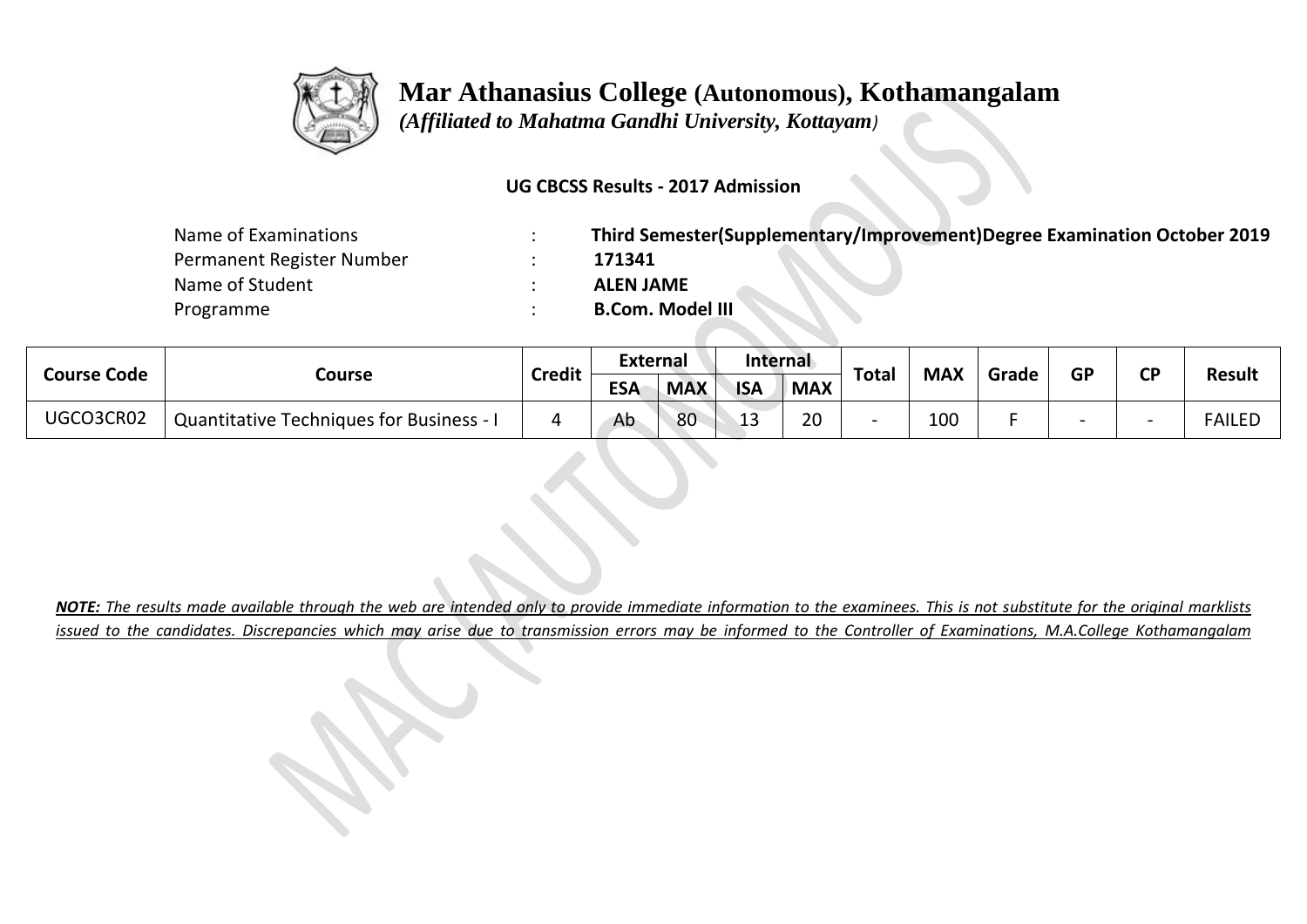# Mar Athanasius College (Autonomous), Kothamangalam

*(Affiliated to Mahatma Gandhi University, Kottayam)*

**UG CBCSS Results - 2017 Admission**

| | | |
|---|---|---|
| Name of Examinations | : | **Third Semester(Supplementary/Improvement)Degree Examination October 2019** |
| Permanent Register Number | : | **171341** |
| Name of Student | : | **ALEN JAME** |
| Programme | : | **B.Com. Model III** |

| Course Code | Course | Credit | External | | Internal | | Total | MAX | Grade | GP | CP | Result |
|---|---|---|---|---|---|---|---|---|---|---|---|---|
| | | | ESA | MAX | ISA | MAX | | | | | | |
| UGCO3CR02 | Quantitative Techniques for Business - I | 4 | Ab | 80 | 13 | 20 | - | 100 | F | - | - | FAILED |

***NOTE:** The results made available through the web are intended only to provide immediate information to the examinees. This is not substitute for the original marklists issued to the candidates. Discrepancies which may arise due to transmission errors may be informed to the Controller of Examinations, M.A.College Kothamangalam*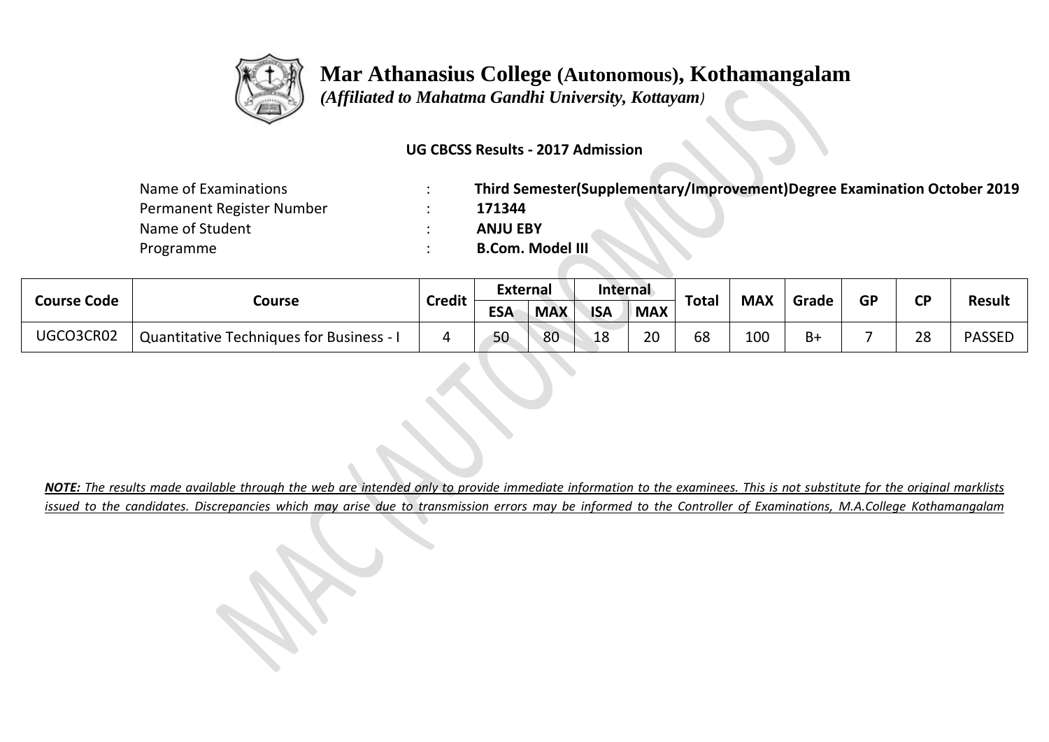# Mar Athanasius College (Autonomous), Kothamangalam

*(Affiliated to Mahatma Gandhi University, Kottayam)*

**UG CBCSS Results - 2017 Admission**

| | | |
|---|---|---|
| Name of Examinations | : | **Third Semester(Supplementary/Improvement)Degree Examination October 2019** |
| Permanent Register Number | : | **171344** |
| Name of Student | : | **ANJU EBY** |
| Programme | : | **B.Com. Model III** |

| Course Code | Course | Credit | External | | Internal | | Total | MAX | Grade | GP | CP | Result |
|---|---|---|---|---|---|---|---|---|---|---|---|---|
| | | | ESA | MAX | ISA | MAX | | | | | | |
| UGCO3CR02 | Quantitative Techniques for Business - I | 4 | 50 | 80 | 18 | 20 | 68 | 100 | B+ | 7 | 28 | PASSED |

***NOTE:*** *The results made available through the web are intended only to provide immediate information to the examinees. This is not substitute for the original marklists issued to the candidates. Discrepancies which may arise due to transmission errors may be informed to the Controller of Examinations, M.A.College Kothamangalam*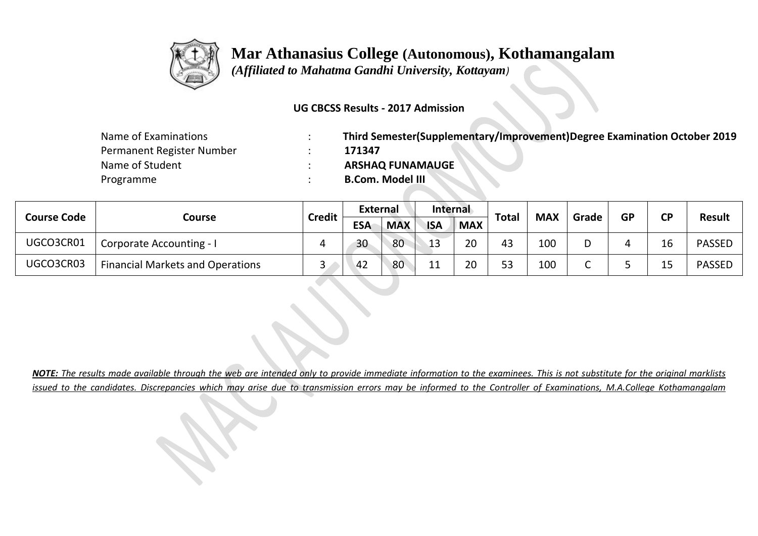# Mar Athanasius College (Autonomous), Kothamangalam

*(Affiliated to Mahatma Gandhi University, Kottayam)*

**UG CBCSS Results - 2017 Admission**

| | | |
|---|---|---|
| Name of Examinations | : | **Third Semester(Supplementary/Improvement)Degree Examination October 2019** |
| Permanent Register Number | : | **171347** |
| Name of Student | : | **ARSHAQ FUNAMAUGE** |
| Programme | : | **B.Com. Model III** |

| Course Code | Course | Credit | External | | Internal | | Total | MAX | Grade | GP | CP | Result |
|---|---|---|---|---|---|---|---|---|---|---|---|---|
| | | | ESA | MAX | ISA | MAX | | | | | | |
| UGCO3CR01 | Corporate Accounting - I | 4 | 30 | 80 | 13 | 20 | 43 | 100 | D | 4 | 16 | PASSED |
| UGCO3CR03 | Financial Markets and Operations | 3 | 42 | 80 | 11 | 20 | 53 | 100 | C | 5 | 15 | PASSED |

***NOTE:** The results made available through the web are intended only to provide immediate information to the examinees. This is not substitute for the original marklists issued to the candidates. Discrepancies which may arise due to transmission errors may be informed to the Controller of Examinations, M.A.College Kothamangalam*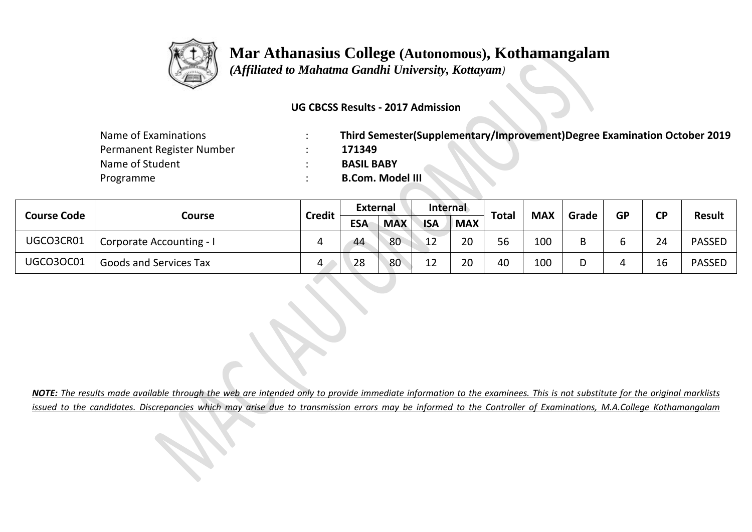# Mar Athanasius College (Autonomous), Kothamangalam

*(Affiliated to Mahatma Gandhi University, Kottayam)*

**UG CBCSS Results - 2017 Admission**

| | | |
|---|---|---|
| Name of Examinations | : | **Third Semester(Supplementary/Improvement)Degree Examination October 2019** |
| Permanent Register Number | : | **171349** |
| Name of Student | : | **BASIL BABY** |
| Programme | : | **B.Com. Model III** |

| Course Code | Course | Credit | External | | Internal | | Total | MAX | Grade | GP | CP | Result |
|---|---|---|---|---|---|---|---|---|---|---|---|---|
| | | | ESA | MAX | ISA | MAX | | | | | | |
| UGCO3CR01 | Corporate Accounting - I | 4 | 44 | 80 | 12 | 20 | 56 | 100 | B | 6 | 24 | PASSED |
| UGCO3OC01 | Goods and Services Tax | 4 | 28 | 80 | 12 | 20 | 40 | 100 | D | 4 | 16 | PASSED |

***NOTE:** The results made available through the web are intended only to provide immediate information to the examinees. This is not substitute for the original marklists issued to the candidates. Discrepancies which may arise due to transmission errors may be informed to the Controller of Examinations, M.A.College Kothamangalam*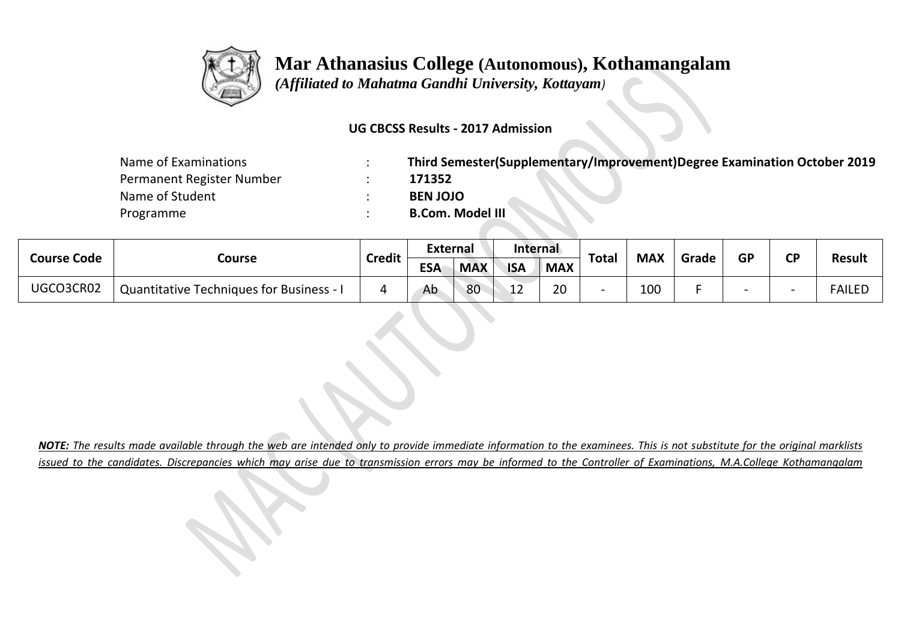# Mar Athanasius College (Autonomous), Kothamangalam

*(Affiliated to Mahatma Gandhi University, Kottayam)*

**UG CBCSS Results - 2017 Admission**

| | | |
|---|---|---|
| Name of Examinations | : | **Third Semester(Supplementary/Improvement)Degree Examination October 2019** |
| Permanent Register Number | : | **171352** |
| Name of Student | : | **BEN JOJO** |
| Programme | : | **B.Com. Model III** |

| Course Code | Course | Credit | External | | Internal | | Total | MAX | Grade | GP | CP | Result |
|---|---|---|---|---|---|---|---|---|---|---|---|---|
| | | | ESA | MAX | ISA | MAX | | | | | | |
| UGCO3CR02 | Quantitative Techniques for Business - I | 4 | Ab | 80 | 12 | 20 | - | 100 | F | - | - | FAILED |

***NOTE:** The results made available through the web are intended only to provide immediate information to the examinees. This is not substitute for the original marklists issued to the candidates. Discrepancies which may arise due to transmission errors may be informed to the Controller of Examinations, M.A.College Kothamangalam*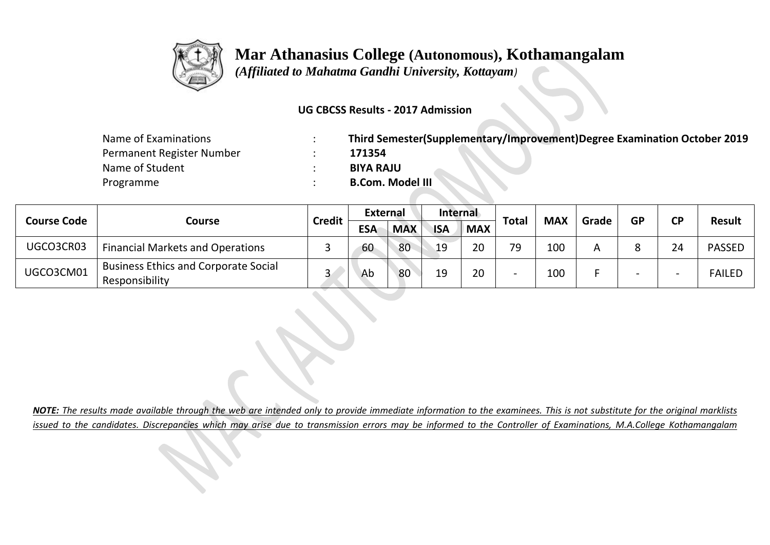# Mar Athanasius College (Autonomous), Kothamangalam

*(Affiliated to Mahatma Gandhi University, Kottayam)*

**UG CBCSS Results - 2017 Admission**

| | | |
|---|---|---|
| Name of Examinations | : | **Third Semester(Supplementary/Improvement)Degree Examination October 2019** |
| Permanent Register Number | : | **171354** |
| Name of Student | : | **BIYA RAJU** |
| Programme | : | **B.Com. Model III** |

| Course Code | Course | Credit | External | | Internal | | Total | MAX | Grade | GP | CP | Result |
|---|---|---|---|---|---|---|---|---|---|---|---|---|
| | | | ESA | MAX | ISA | MAX | | | | | | |
| UGCO3CR03 | Financial Markets and Operations | 3 | 60 | 80 | 19 | 20 | 79 | 100 | A | 8 | 24 | PASSED |
| UGCO3CM01 | Business Ethics and Corporate Social Responsibility | 3 | Ab | 80 | 19 | 20 | - | 100 | F | - | - | FAILED |

***NOTE:*** *The results made available through the web are intended only to provide immediate information to the examinees. This is not substitute for the original marklists issued to the candidates. Discrepancies which may arise due to transmission errors may be informed to the Controller of Examinations, M.A.College Kothamangalam*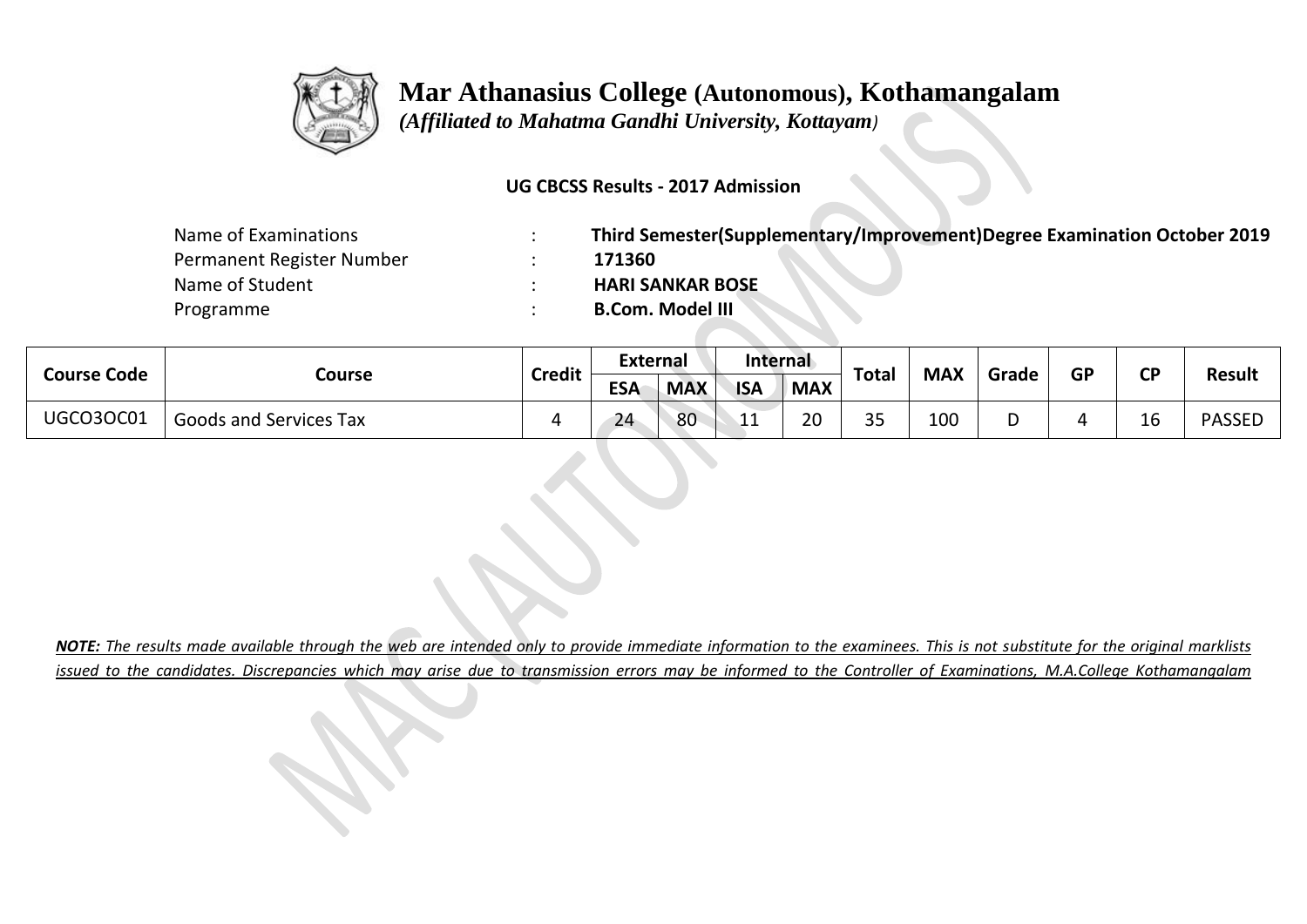# Mar Athanasius College (Autonomous), Kothamangalam

*(Affiliated to Mahatma Gandhi University, Kottayam)*

**UG CBCSS Results - 2017 Admission**

| | | |
|---|---|---|
| Name of Examinations | : | **Third Semester(Supplementary/Improvement)Degree Examination October 2019** |
| Permanent Register Number | : | **171360** |
| Name of Student | : | **HARI SANKAR BOSE** |
| Programme | : | **B.Com. Model III** |

| Course Code | Course | Credit | External | | Internal | | Total | MAX | Grade | GP | CP | Result |
|---|---|---|---|---|---|---|---|---|---|---|---|---|
| | | | ESA | MAX | ISA | MAX | | | | | | |
| UGCO3OC01 | Goods and Services Tax | 4 | 24 | 80 | 11 | 20 | 35 | 100 | D | 4 | 16 | PASSED |

***NOTE:** The results made available through the web are intended only to provide immediate information to the examinees. This is not substitute for the original marklists issued to the candidates. Discrepancies which may arise due to transmission errors may be informed to the Controller of Examinations, M.A.College Kothamangalam*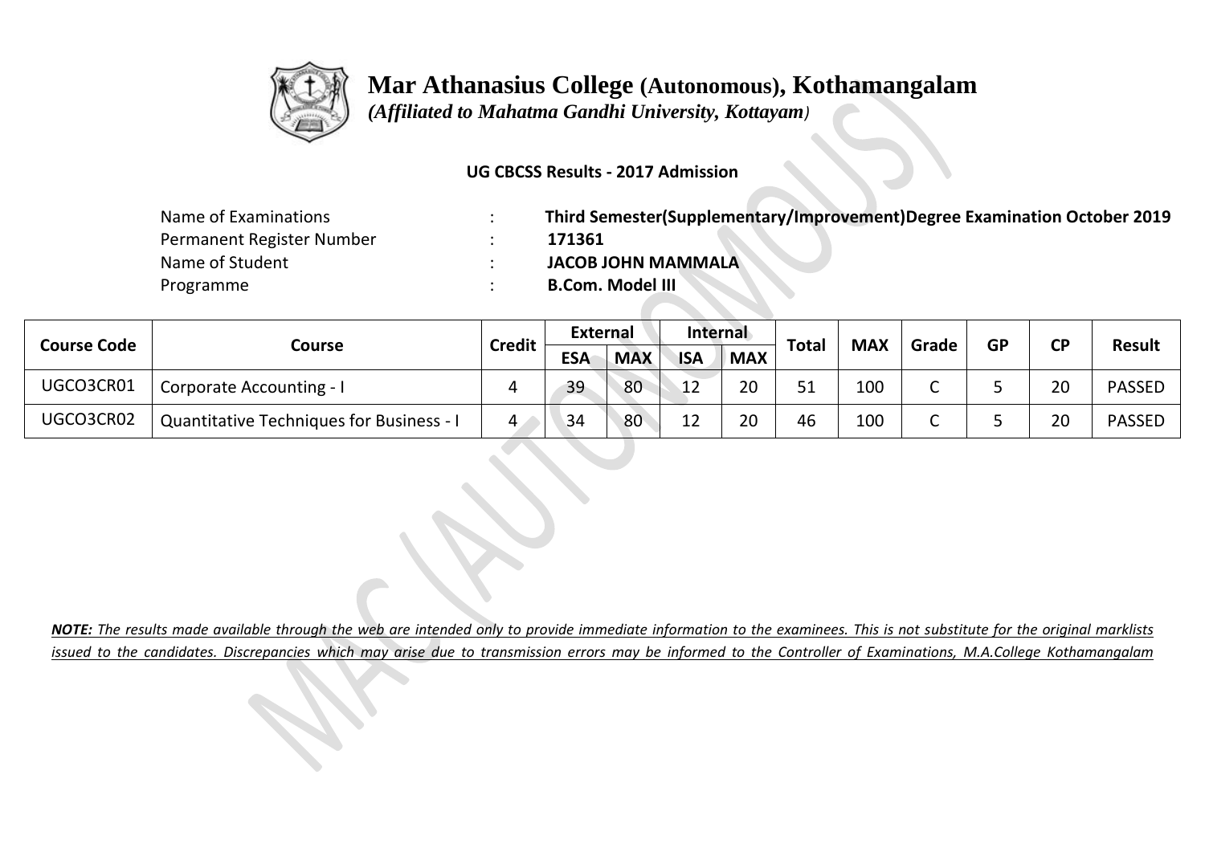# Mar Athanasius College (Autonomous), Kothamangalam

*(Affiliated to Mahatma Gandhi University, Kottayam)*

**UG CBCSS Results - 2017 Admission**

| | | |
|---|---|---|
| Name of Examinations | : | **Third Semester(Supplementary/Improvement)Degree Examination October 2019** |
| Permanent Register Number | : | **171361** |
| Name of Student | : | **JACOB JOHN MAMMALA** |
| Programme | : | **B.Com. Model III** |

| Course Code | Course | Credit | External | | Internal | | Total | MAX | Grade | GP | CP | Result |
|---|---|---|---|---|---|---|---|---|---|---|---|---|
| | | | ESA | MAX | ISA | MAX | | | | | | |
| UGCO3CR01 | Corporate Accounting - I | 4 | 39 | 80 | 12 | 20 | 51 | 100 | C | 5 | 20 | PASSED |
| UGCO3CR02 | Quantitative Techniques for Business - I | 4 | 34 | 80 | 12 | 20 | 46 | 100 | C | 5 | 20 | PASSED |

***NOTE:** The results made available through the web are intended only to provide immediate information to the examinees. This is not substitute for the original marklists issued to the candidates. Discrepancies which may arise due to transmission errors may be informed to the Controller of Examinations, M.A.College Kothamangalam*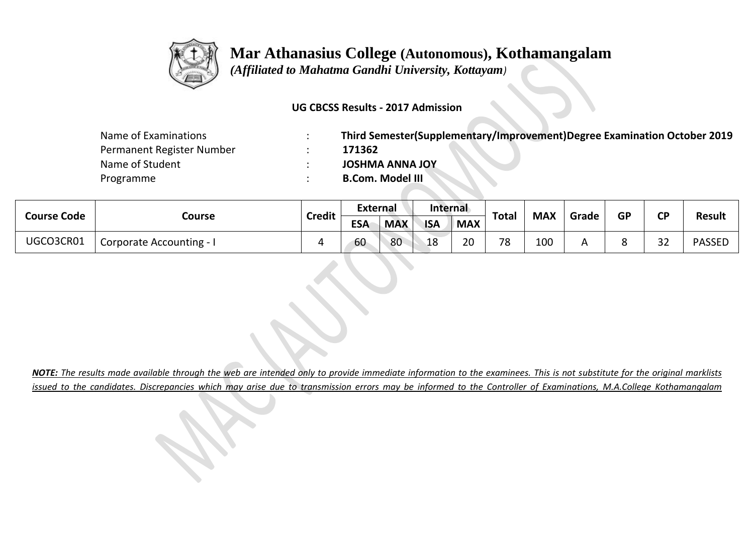# Mar Athanasius College (Autonomous), Kothamangalam

*(Affiliated to Mahatma Gandhi University, Kottayam)*

**UG CBCSS Results - 2017 Admission**

| | | |
|---|---|---|
| Name of Examinations | : | **Third Semester(Supplementary/Improvement)Degree Examination October 2019** |
| Permanent Register Number | : | **171362** |
| Name of Student | : | **JOSHMA ANNA JOY** |
| Programme | : | **B.Com. Model III** |

| Course Code | Course | Credit | External | | Internal | | Total | MAX | Grade | GP | CP | Result |
|---|---|---|---|---|---|---|---|---|---|---|---|---|
| | | | ESA | MAX | ISA | MAX | | | | | | |
| UGCO3CR01 | Corporate Accounting - I | 4 | 60 | 80 | 18 | 20 | 78 | 100 | A | 8 | 32 | PASSED |

***NOTE:*** *The results made available through the web are intended only to provide immediate information to the examinees. This is not substitute for the original marklists issued to the candidates. Discrepancies which may arise due to transmission errors may be informed to the Controller of Examinations, M.A.College Kothamangalam*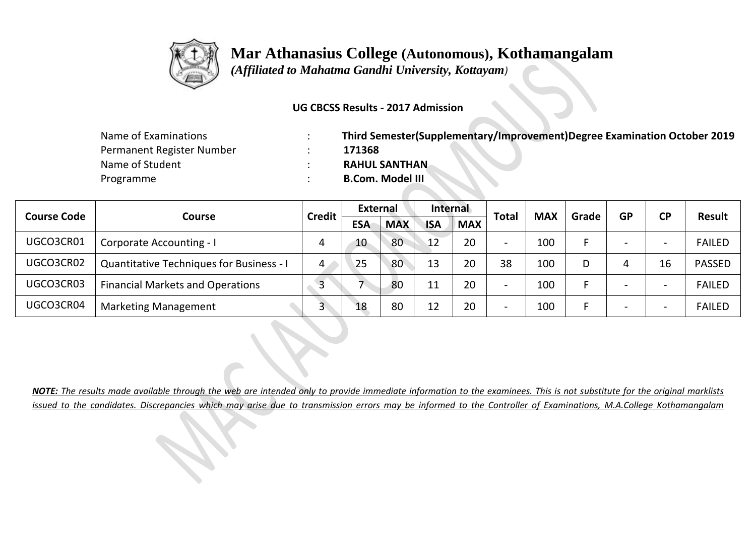# Mar Athanasius College (Autonomous), Kothamangalam

*(Affiliated to Mahatma Gandhi University, Kottayam)*

**UG CBCSS Results - 2017 Admission**

| | | |
|---|---|---|
| Name of Examinations | : | **Third Semester(Supplementary/Improvement)Degree Examination October 2019** |
| Permanent Register Number | : | **171368** |
| Name of Student | : | **RAHUL SANTHAN** |
| Programme | : | **B.Com. Model III** |

| Course Code | Course | Credit | External | | Internal | | Total | MAX | Grade | GP | CP | Result |
|---|---|---|---|---|---|---|---|---|---|---|---|---|
| | | | ESA | MAX | ISA | MAX | | | | | | |
| UGCO3CR01 | Corporate Accounting - I | 4 | 10 | 80 | 12 | 20 | - | 100 | F | - | - | FAILED |
| UGCO3CR02 | Quantitative Techniques for Business - I | 4 | 25 | 80 | 13 | 20 | 38 | 100 | D | 4 | 16 | PASSED |
| UGCO3CR03 | Financial Markets and Operations | 3 | 7 | 80 | 11 | 20 | - | 100 | F | - | - | FAILED |
| UGCO3CR04 | Marketing Management | 3 | 18 | 80 | 12 | 20 | - | 100 | F | - | - | FAILED |

***NOTE:*** *The results made available through the web are intended only to provide immediate information to the examinees. This is not substitute for the original marklists issued to the candidates. Discrepancies which may arise due to transmission errors may be informed to the Controller of Examinations, M.A.College Kothamangalam*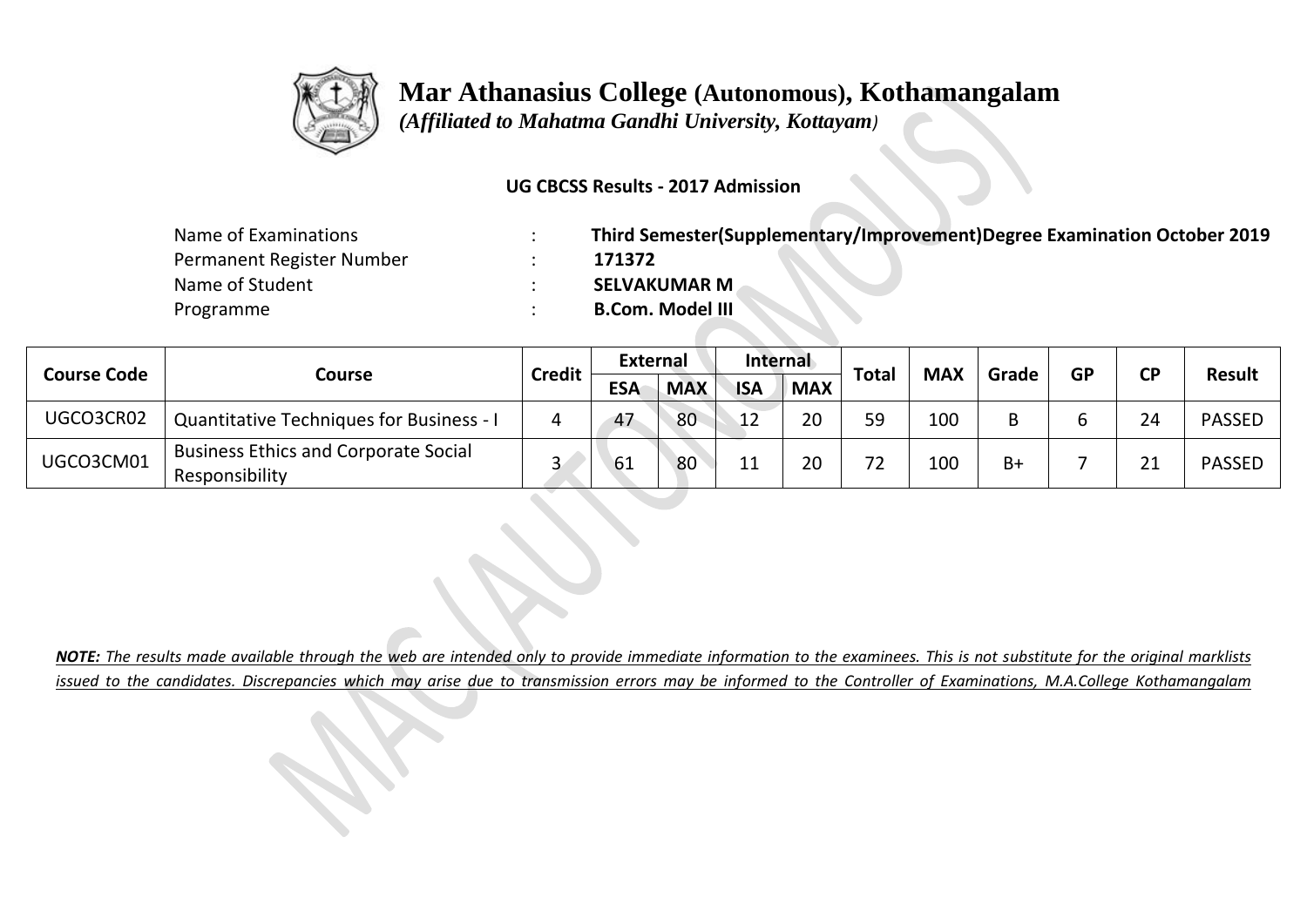# Mar Athanasius College (Autonomous), Kothamangalam

*(Affiliated to Mahatma Gandhi University, Kottayam)*

**UG CBCSS Results - 2017 Admission**

| | | |
|---|---|---|
| Name of Examinations | : | **Third Semester(Supplementary/Improvement)Degree Examination October 2019** |
| Permanent Register Number | : | **171372** |
| Name of Student | : | **SELVAKUMAR M** |
| Programme | : | **B.Com. Model III** |

| Course Code | Course | Credit | External | | Internal | | Total | MAX | Grade | GP | CP | Result |
|---|---|---|---|---|---|---|---|---|---|---|---|---|
| | | | ESA | MAX | ISA | MAX | | | | | | |
| UGCO3CR02 | Quantitative Techniques for Business - I | 4 | 47 | 80 | 12 | 20 | 59 | 100 | B | 6 | 24 | PASSED |
| UGCO3CM01 | Business Ethics and Corporate Social Responsibility | 3 | 61 | 80 | 11 | 20 | 72 | 100 | B+ | 7 | 21 | PASSED |

***NOTE:** The results made available through the web are intended only to provide immediate information to the examinees. This is not substitute for the original marklists issued to the candidates. Discrepancies which may arise due to transmission errors may be informed to the Controller of Examinations, M.A.College Kothamangalam*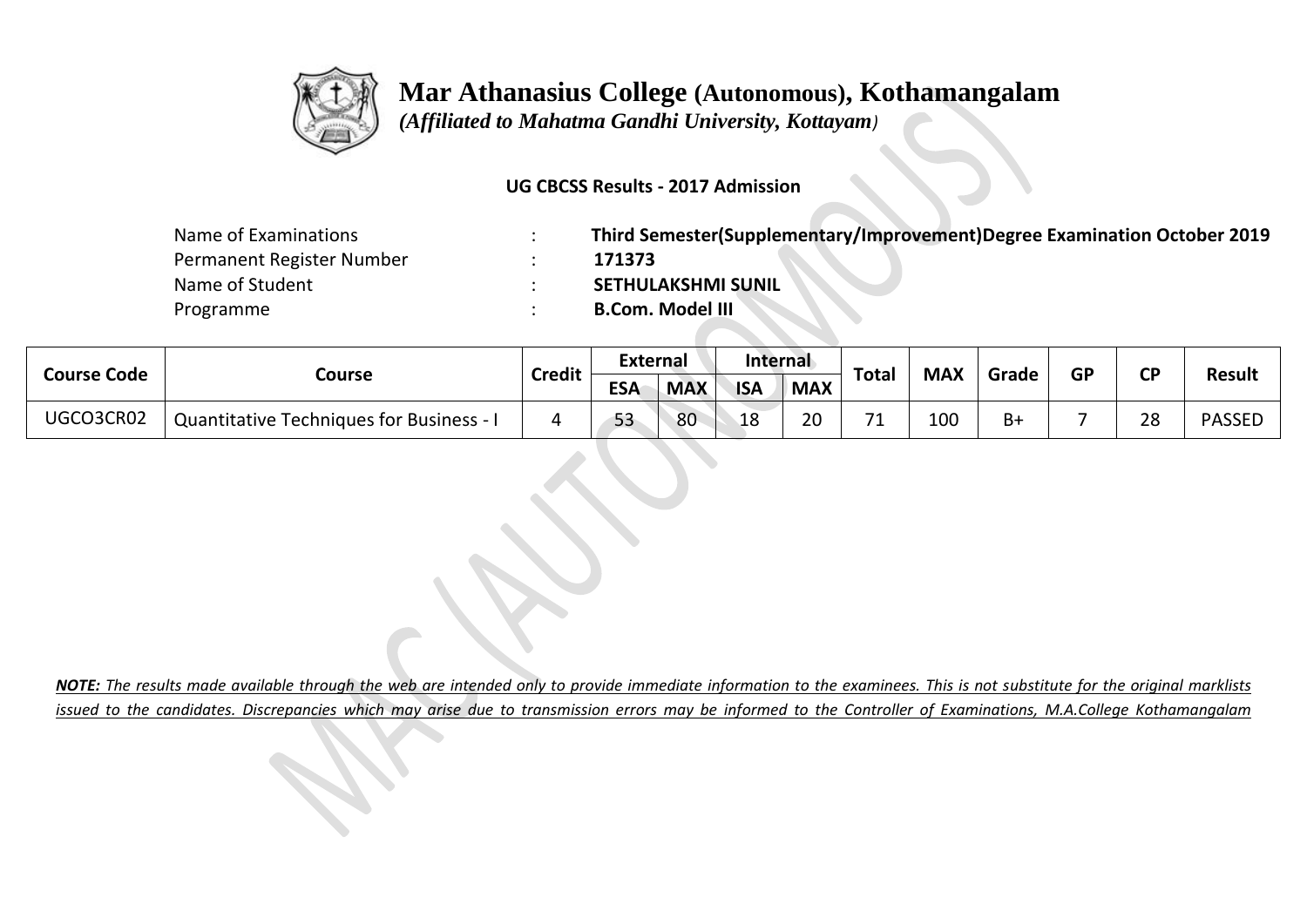# Mar Athanasius College (Autonomous), Kothamangalam

*(Affiliated to Mahatma Gandhi University, Kottayam)*

**UG CBCSS Results - 2017 Admission**

| | | |
|---|---|---|
| Name of Examinations | : | **Third Semester(Supplementary/Improvement)Degree Examination October 2019** |
| Permanent Register Number | : | **171373** |
| Name of Student | : | **SETHULAKSHMI SUNIL** |
| Programme | : | **B.Com. Model III** |

| Course Code | Course | Credit | External | | Internal | | Total | MAX | Grade | GP | CP | Result |
|---|---|---|---|---|---|---|---|---|---|---|---|---|
| | | | ESA | MAX | ISA | MAX | | | | | | |
| UGCO3CR02 | Quantitative Techniques for Business - I | 4 | 53 | 80 | 18 | 20 | 71 | 100 | B+ | 7 | 28 | PASSED |

***NOTE:** The results made available through the web are intended only to provide immediate information to the examinees. This is not substitute for the original marklists issued to the candidates. Discrepancies which may arise due to transmission errors may be informed to the Controller of Examinations, M.A.College Kothamangalam*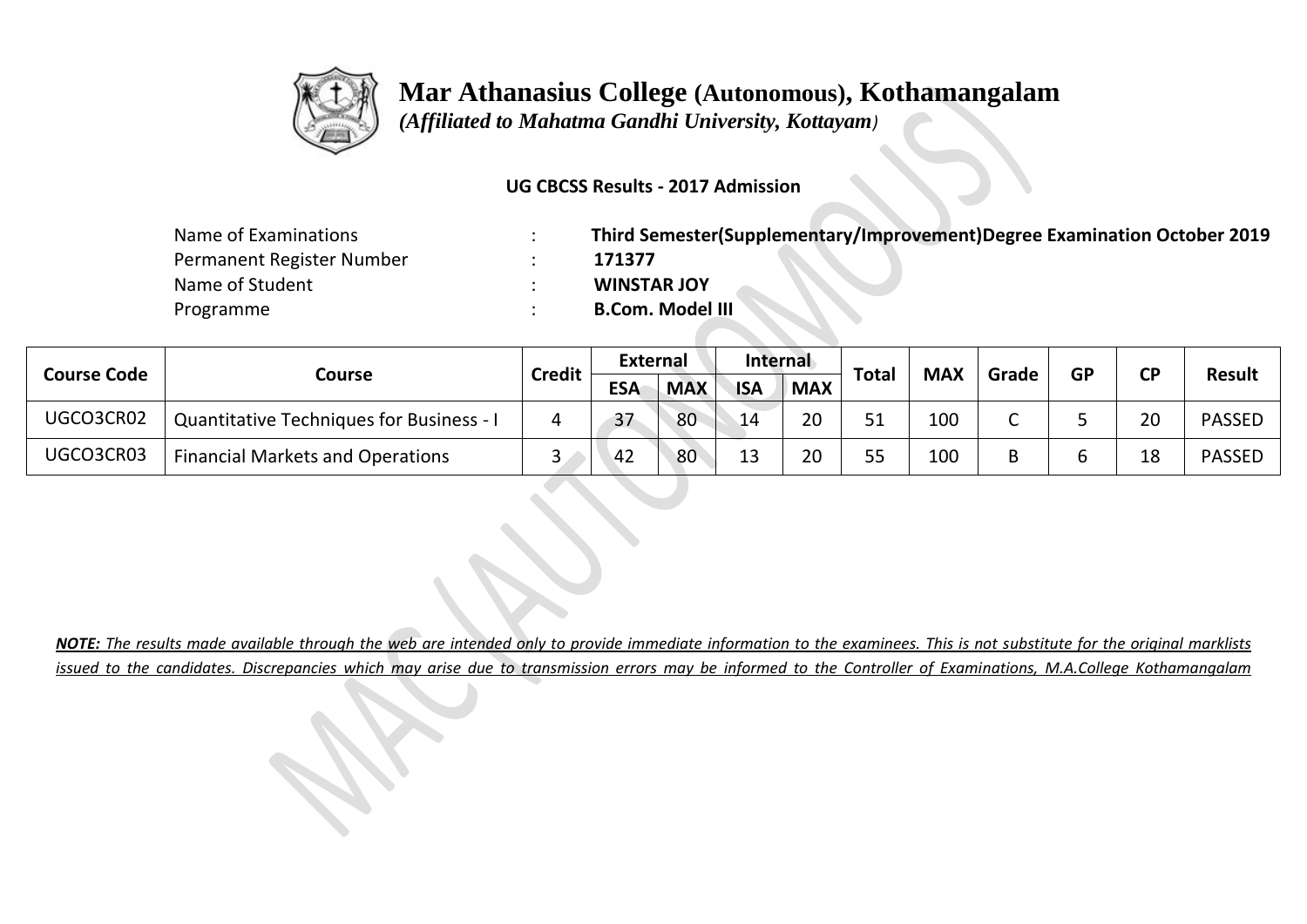# Mar Athanasius College (Autonomous), Kothamangalam

*(Affiliated to Mahatma Gandhi University, Kottayam)*

**UG CBCSS Results - 2017 Admission**

| | | |
|---|---|---|
| Name of Examinations | : | **Third Semester(Supplementary/Improvement)Degree Examination October 2019** |
| Permanent Register Number | : | **171377** |
| Name of Student | : | **WINSTAR JOY** |
| Programme | : | **B.Com. Model III** |

| Course Code | Course | Credit | External | | Internal | | Total | MAX | Grade | GP | CP | Result |
|---|---|---|---|---|---|---|---|---|---|---|---|---|
| | | | ESA | MAX | ISA | MAX | | | | | | |
| UGCO3CR02 | Quantitative Techniques for Business - I | 4 | 37 | 80 | 14 | 20 | 51 | 100 | C | 5 | 20 | PASSED |
| UGCO3CR03 | Financial Markets and Operations | 3 | 42 | 80 | 13 | 20 | 55 | 100 | B | 6 | 18 | PASSED |

***NOTE:*** *The results made available through the web are intended only to provide immediate information to the examinees. This is not substitute for the original marklists issued to the candidates. Discrepancies which may arise due to transmission errors may be informed to the Controller of Examinations, M.A.College Kothamangalam*